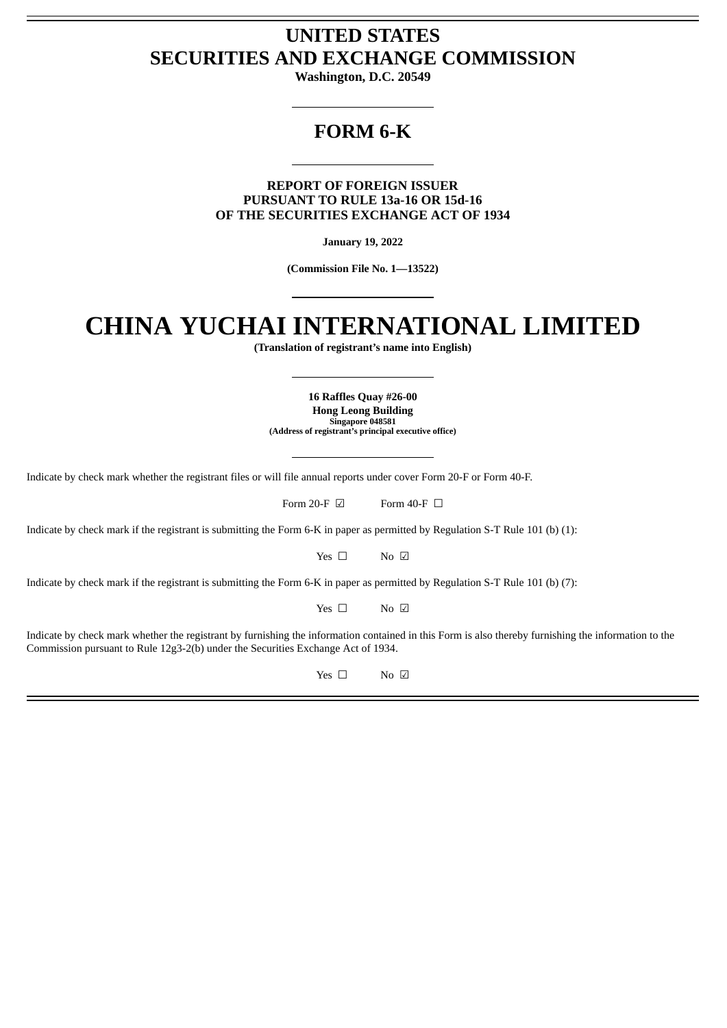# UNITED STATES
# SECURITIES AND EXCHANGE COMMISSION

**Washington, D.C. 20549**

---

## FORM 6-K

---

**REPORT OF FOREIGN ISSUER**
**PURSUANT TO RULE 13a-16 OR 15d-16**
**OF THE SECURITIES EXCHANGE ACT OF 1934**

**January 19, 2022**

**(Commission File No. 1—13522)**

---

# CHINA YUCHAI INTERNATIONAL LIMITED

**(Translation of registrant's name into English)**

---

**16 Raffles Quay #26-00**
**Hong Leong Building**
**Singapore 048581**
**(Address of registrant's principal executive office)**

---

Indicate by check mark whether the registrant files or will file annual reports under cover Form 20-F or Form 40-F.

Form 20-F ☑ Form 40-F ☐

Indicate by check mark if the registrant is submitting the Form 6-K in paper as permitted by Regulation S-T Rule 101 (b) (1):

Yes ☐ No ☑

Indicate by check mark if the registrant is submitting the Form 6-K in paper as permitted by Regulation S-T Rule 101 (b) (7):

Yes ☐ No ☑

Indicate by check mark whether the registrant by furnishing the information contained in this Form is also thereby furnishing the information to the Commission pursuant to Rule 12g3-2(b) under the Securities Exchange Act of 1934.

Yes ☐ No ☑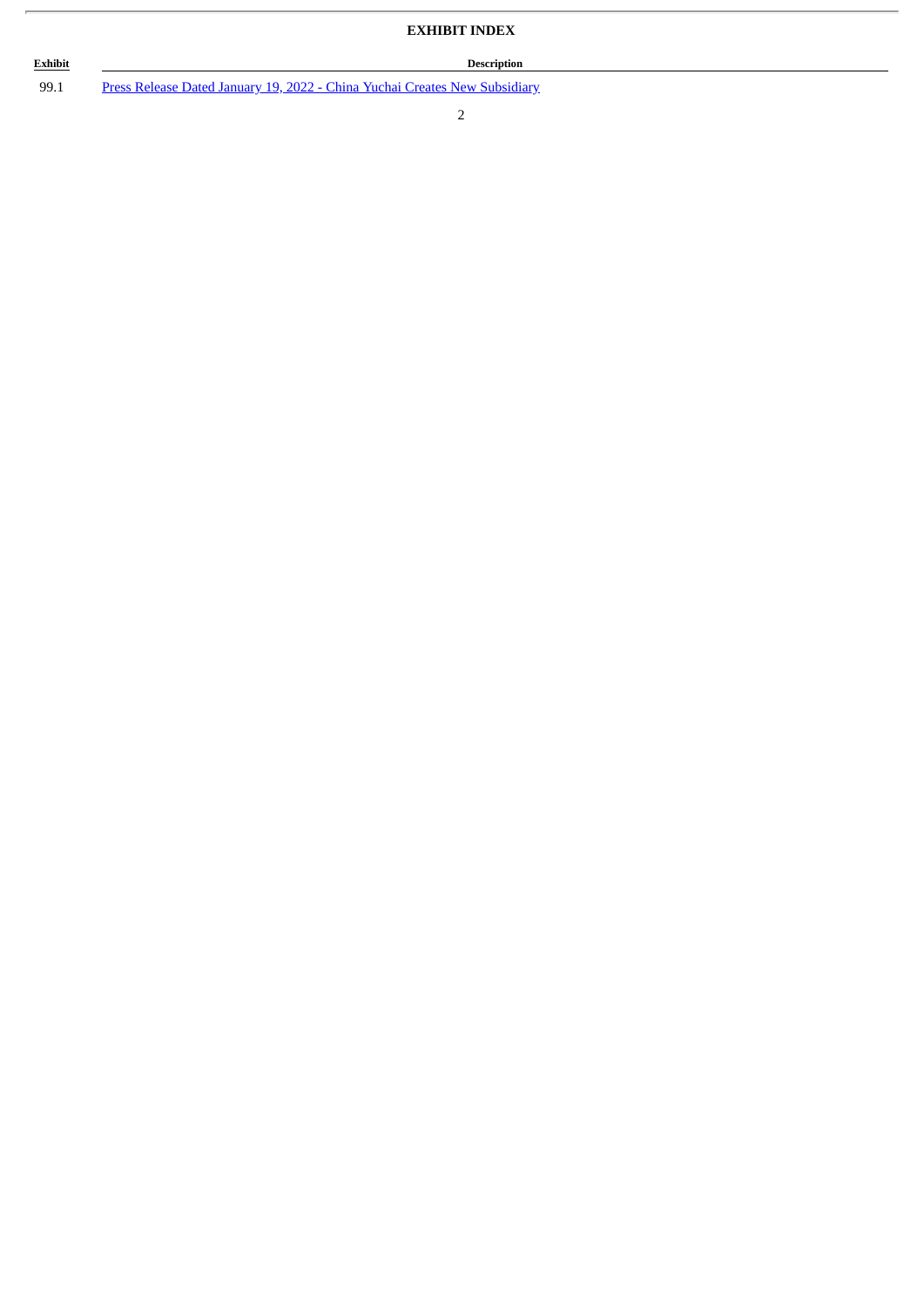**EXHIBIT INDEX**

| Exhibit | Description |
| --- | --- |
| 99.1 | Press Release Dated January 19, 2022 - China Yuchai Creates New Subsidiary |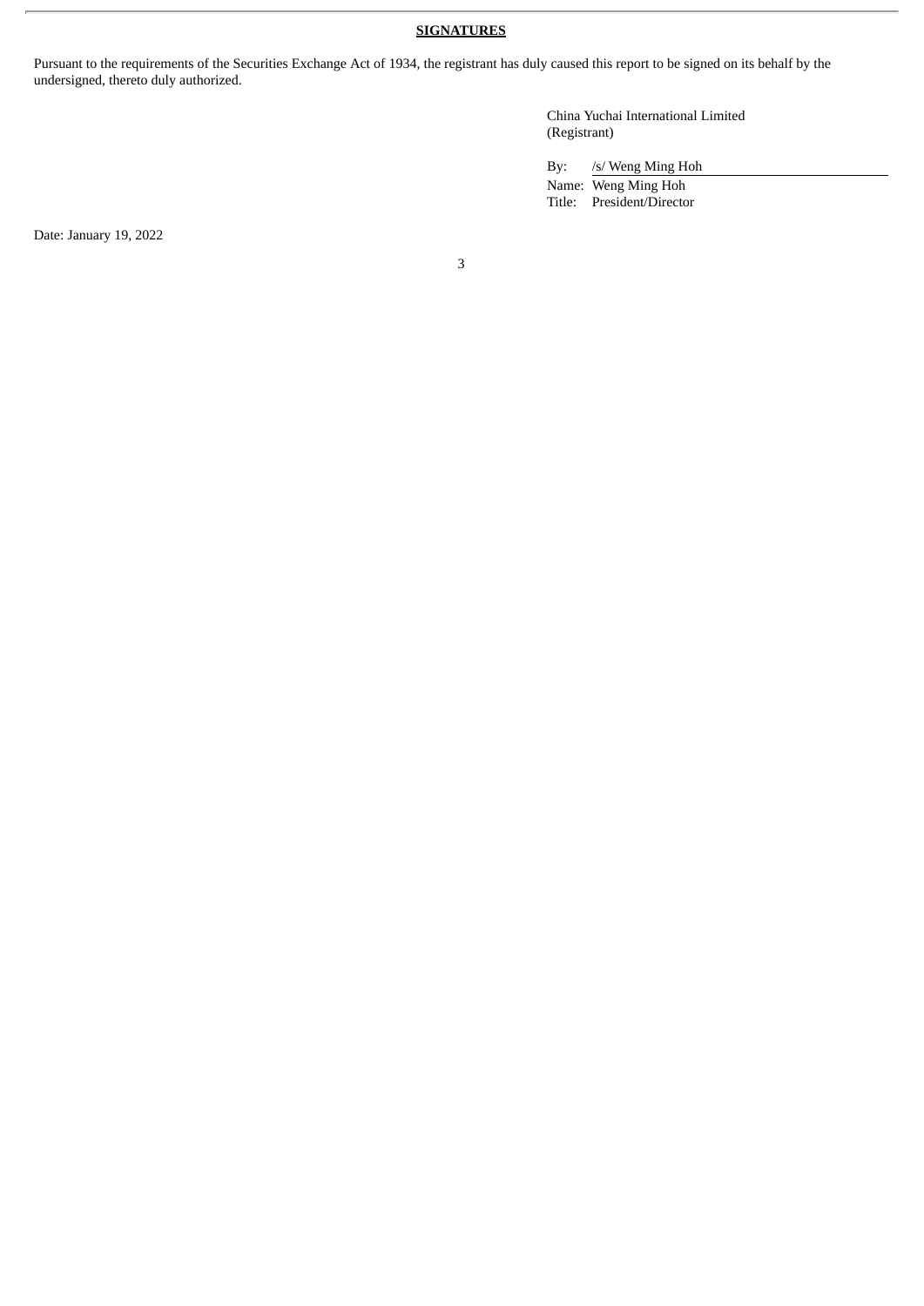**SIGNATURES**

Pursuant to the requirements of the Securities Exchange Act of 1934, the registrant has duly caused this report to be signed on its behalf by the undersigned, thereto duly authorized.

China Yuchai International Limited
(Registrant)

By: /s/ Weng Ming Hoh
Name: Weng Ming Hoh
Title: President/Director

Date: January 19, 2022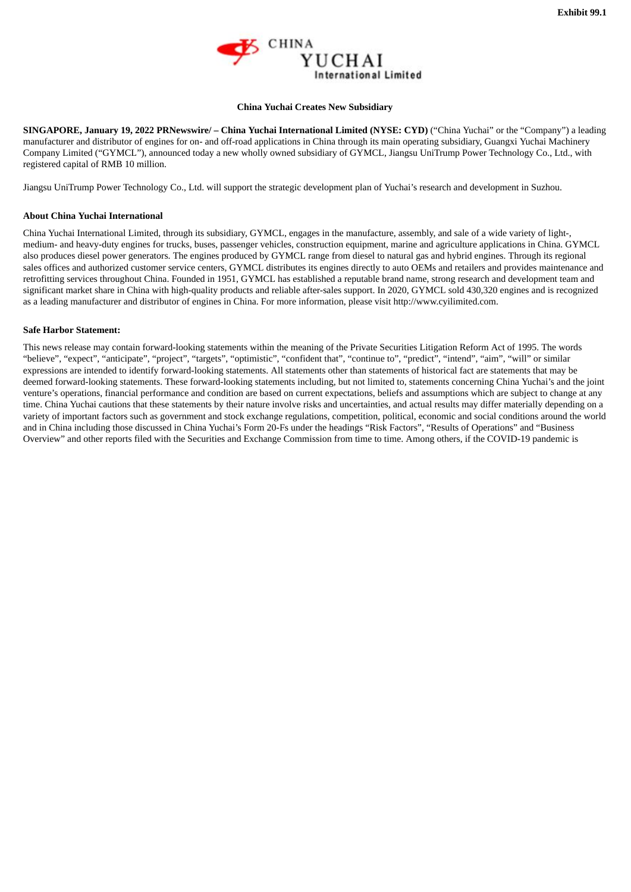**Exhibit 99.1**

CHINA YUCHAI International Limited

**China Yuchai Creates New Subsidiary**

**SINGAPORE, January 19, 2022 PRNewswire/ – China Yuchai International Limited (NYSE: CYD)** ("China Yuchai" or the "Company") a leading manufacturer and distributor of engines for on- and off-road applications in China through its main operating subsidiary, Guangxi Yuchai Machinery Company Limited ("GYMCL"), announced today a new wholly owned subsidiary of GYMCL, Jiangsu UniTrump Power Technology Co., Ltd., with registered capital of RMB 10 million.

Jiangsu UniTrump Power Technology Co., Ltd. will support the strategic development plan of Yuchai's research and development in Suzhou.

**About China Yuchai International**

China Yuchai International Limited, through its subsidiary, GYMCL, engages in the manufacture, assembly, and sale of a wide variety of light-, medium- and heavy-duty engines for trucks, buses, passenger vehicles, construction equipment, marine and agriculture applications in China. GYMCL also produces diesel power generators. The engines produced by GYMCL range from diesel to natural gas and hybrid engines. Through its regional sales offices and authorized customer service centers, GYMCL distributes its engines directly to auto OEMs and retailers and provides maintenance and retrofitting services throughout China. Founded in 1951, GYMCL has established a reputable brand name, strong research and development team and significant market share in China with high-quality products and reliable after-sales support. In 2020, GYMCL sold 430,320 engines and is recognized as a leading manufacturer and distributor of engines in China. For more information, please visit http://www.cyilimited.com.

**Safe Harbor Statement:**

This news release may contain forward-looking statements within the meaning of the Private Securities Litigation Reform Act of 1995. The words "believe", "expect", "anticipate", "project", "targets", "optimistic", "confident that", "continue to", "predict", "intend", "aim", "will" or similar expressions are intended to identify forward-looking statements. All statements other than statements of historical fact are statements that may be deemed forward-looking statements. These forward-looking statements including, but not limited to, statements concerning China Yuchai's and the joint venture's operations, financial performance and condition are based on current expectations, beliefs and assumptions which are subject to change at any time. China Yuchai cautions that these statements by their nature involve risks and uncertainties, and actual results may differ materially depending on a variety of important factors such as government and stock exchange regulations, competition, political, economic and social conditions around the world and in China including those discussed in China Yuchai's Form 20-Fs under the headings "Risk Factors", "Results of Operations" and "Business Overview" and other reports filed with the Securities and Exchange Commission from time to time. Among others, if the COVID-19 pandemic is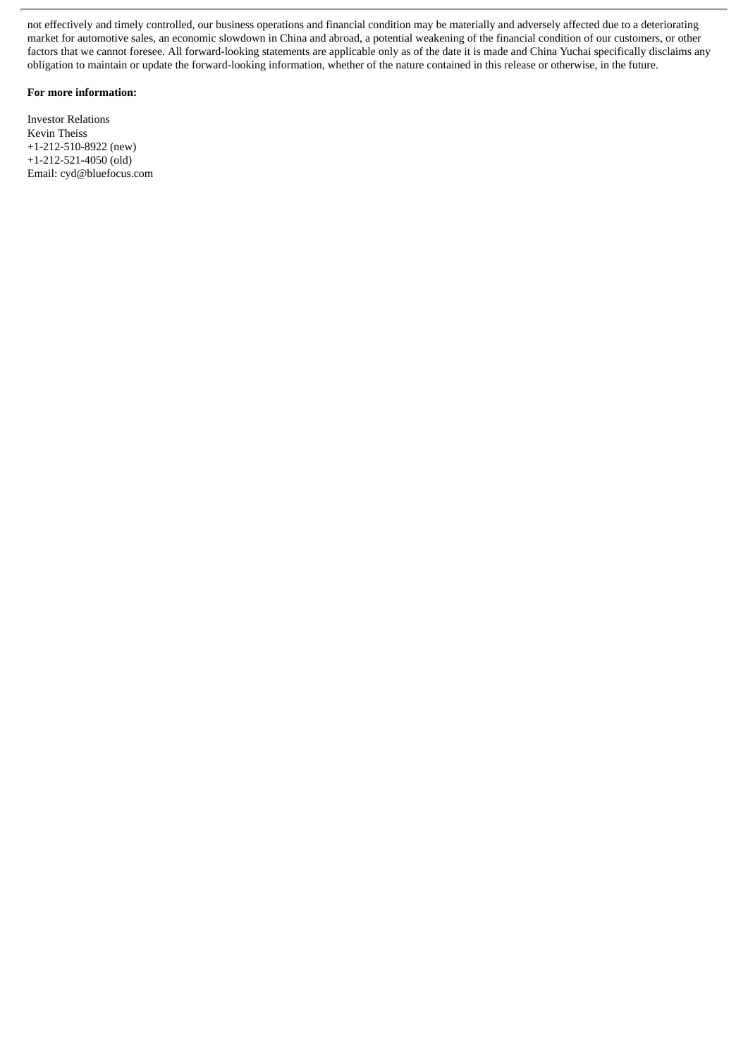not effectively and timely controlled, our business operations and financial condition may be materially and adversely affected due to a deteriorating market for automotive sales, an economic slowdown in China and abroad, a potential weakening of the financial condition of our customers, or other factors that we cannot foresee. All forward-looking statements are applicable only as of the date it is made and China Yuchai specifically disclaims any obligation to maintain or update the forward-looking information, whether of the nature contained in this release or otherwise, in the future.

**For more information:**

Investor Relations
Kevin Theiss
+1-212-510-8922 (new)
+1-212-521-4050 (old)
Email: cyd@bluefocus.com